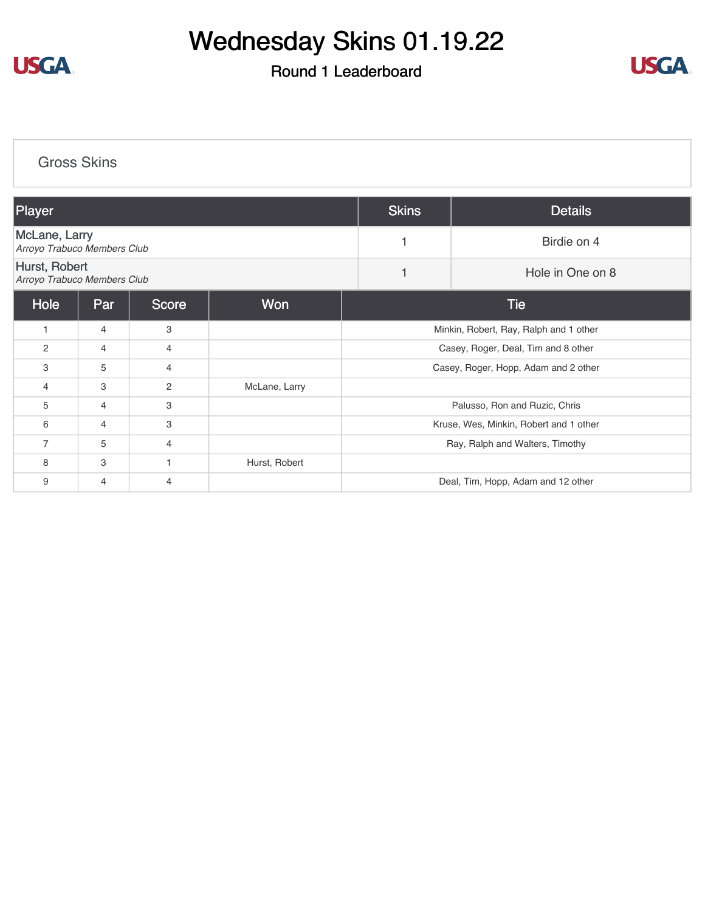# Wednesday Skins 01.19.22

## Round 1 Leaderboard

### Gross Skins

| Player | Skins | Details |
|---|---|---|
| McLane, Larry<br>*Arroyo Trabuco Members Club* | 1 | Birdie on 4 |
| Hurst, Robert<br>*Arroyo Trabuco Members Club* | 1 | Hole in One on 8 |

| Hole | Par | Score | Won | Tie |
|---|---|---|---|---|
| 1 | 4 | 3 | | Minkin, Robert, Ray, Ralph and 1 other |
| 2 | 4 | 4 | | Casey, Roger, Deal, Tim and 8 other |
| 3 | 5 | 4 | | Casey, Roger, Hopp, Adam and 2 other |
| 4 | 3 | 2 | McLane, Larry | |
| 5 | 4 | 3 | | Palusso, Ron and Ruzic, Chris |
| 6 | 4 | 3 | | Kruse, Wes, Minkin, Robert and 1 other |
| 7 | 5 | 4 | | Ray, Ralph and Walters, Timothy |
| 8 | 3 | 1 | Hurst, Robert | |
| 9 | 4 | 4 | | Deal, Tim, Hopp, Adam and 12 other |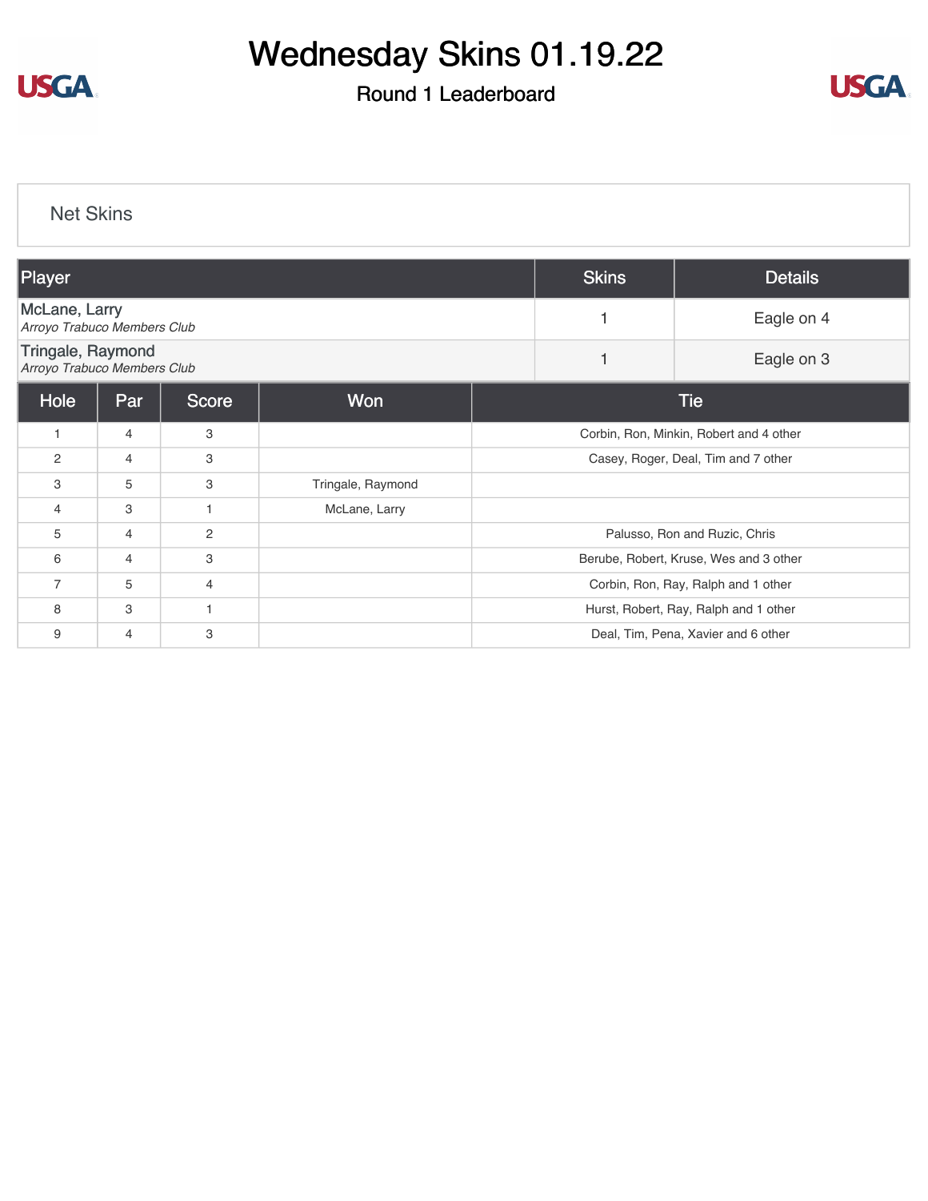# Wednesday Skins 01.19.22

## Round 1 Leaderboard

### Net Skins

| Player | Skins | Details |
| --- | --- | --- |
| McLane, Larry<br>*Arroyo Trabuco Members Club* | 1 | Eagle on 4 |
| Tringale, Raymond<br>*Arroyo Trabuco Members Club* | 1 | Eagle on 3 |

| Hole | Par | Score | Won | Tie |
| --- | --- | --- | --- | --- |
| 1 | 4 | 3 | | Corbin, Ron, Minkin, Robert and 4 other |
| 2 | 4 | 3 | | Casey, Roger, Deal, Tim and 7 other |
| 3 | 5 | 3 | Tringale, Raymond | |
| 4 | 3 | 1 | McLane, Larry | |
| 5 | 4 | 2 | | Palusso, Ron and Ruzic, Chris |
| 6 | 4 | 3 | | Berube, Robert, Kruse, Wes and 3 other |
| 7 | 5 | 4 | | Corbin, Ron, Ray, Ralph and 1 other |
| 8 | 3 | 1 | | Hurst, Robert, Ray, Ralph and 1 other |
| 9 | 4 | 3 | | Deal, Tim, Pena, Xavier and 6 other |